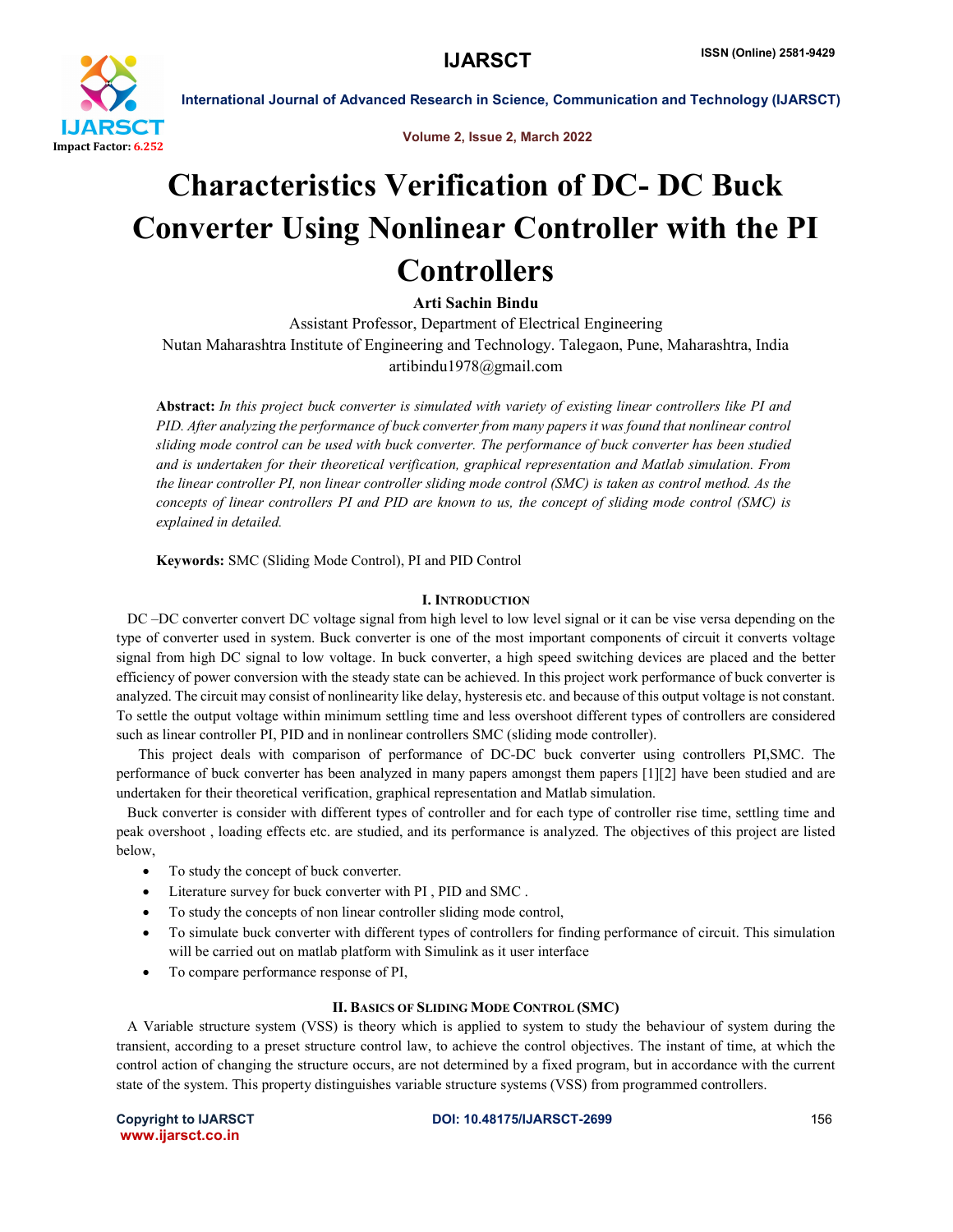# Characteristics Verification of DC- DC Buck Converter Using Nonlinear Controller with the PI Controllers

**Arti Sachin Bindu**

Assistant Professor, Department of Electrical Engineering

Nutan Maharashtra Institute of Engineering and Technology. Talegaon, Pune, Maharashtra, India

artibindu1978@gmail.com

**Abstract:** *In this project buck converter is simulated with variety of existing linear controllers like PI and PID. After analyzing the performance of buck converter from many papers it was found that nonlinear control sliding mode control can be used with buck converter. The performance of buck converter has been studied and is undertaken for their theoretical verification, graphical representation and Matlab simulation. From the linear controller PI, non linear controller sliding mode control (SMC) is taken as control method. As the concepts of linear controllers PI and PID are known to us, the concept of sliding mode control (SMC) is explained in detailed.*

**Keywords:** SMC (Sliding Mode Control), PI and PID Control

## I. Introduction

DC –DC converter convert DC voltage signal from high level to low level signal or it can be vise versa depending on the type of converter used in system. Buck converter is one of the most important components of circuit it converts voltage signal from high DC signal to low voltage. In buck converter, a high speed switching devices are placed and the better efficiency of power conversion with the steady state can be achieved. In this project work performance of buck converter is analyzed. The circuit may consist of nonlinearity like delay, hysteresis etc. and because of this output voltage is not constant. To settle the output voltage within minimum settling time and less overshoot different types of controllers are considered such as linear controller PI, PID and in nonlinear controllers SMC (sliding mode controller).

This project deals with comparison of performance of DC-DC buck converter using controllers PI,SMC. The performance of buck converter has been analyzed in many papers amongst them papers [1][2] have been studied and are undertaken for their theoretical verification, graphical representation and Matlab simulation.

Buck converter is consider with different types of controller and for each type of controller rise time, settling time and peak overshoot , loading effects etc. are studied, and its performance is analyzed. The objectives of this project are listed below,

- To study the concept of buck converter.
- Literature survey for buck converter with PI , PID and SMC .
- To study the concepts of non linear controller sliding mode control,
- To simulate buck converter with different types of controllers for finding performance of circuit. This simulation will be carried out on matlab platform with Simulink as it user interface
- To compare performance response of PI,

## II. Basics of Sliding Mode Control (SMC)

A Variable structure system (VSS) is theory which is applied to system to study the behaviour of system during the transient, according to a preset structure control law, to achieve the control objectives. The instant of time, at which the control action of changing the structure occurs, are not determined by a fixed program, but in accordance with the current state of the system. This property distinguishes variable structure systems (VSS) from programmed controllers.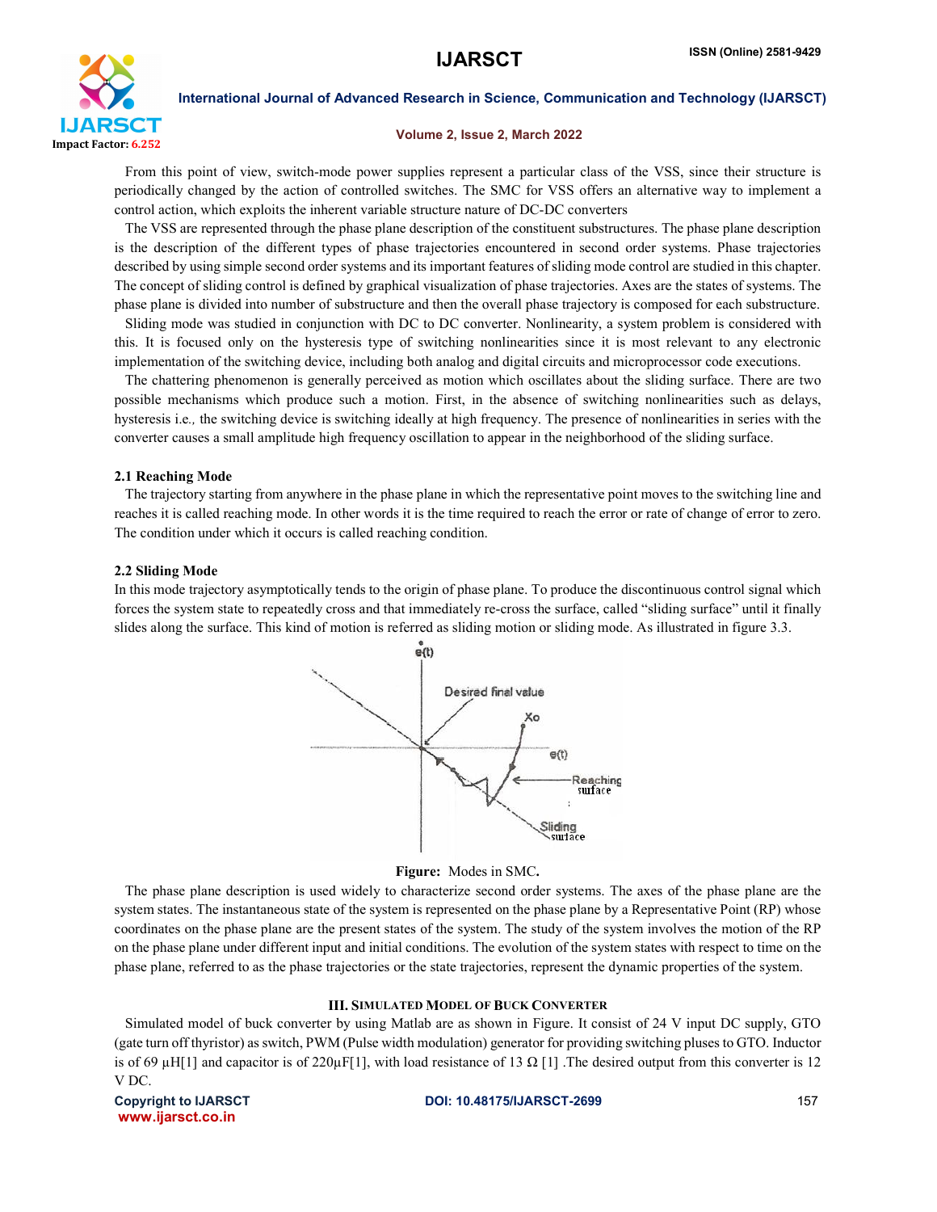From this point of view, switch-mode power supplies represent a particular class of the VSS, since their structure is periodically changed by the action of controlled switches. The SMC for VSS offers an alternative way to implement a control action, which exploits the inherent variable structure nature of DC-DC converters

The VSS are represented through the phase plane description of the constituent substructures. The phase plane description is the description of the different types of phase trajectories encountered in second order systems. Phase trajectories described by using simple second order systems and its important features of sliding mode control are studied in this chapter. The concept of sliding control is defined by graphical visualization of phase trajectories. Axes are the states of systems. The phase plane is divided into number of substructure and then the overall phase trajectory is composed for each substructure.

Sliding mode was studied in conjunction with DC to DC converter. Nonlinearity, a system problem is considered with this. It is focused only on the hysteresis type of switching nonlinearities since it is most relevant to any electronic implementation of the switching device, including both analog and digital circuits and microprocessor code executions.

The chattering phenomenon is generally perceived as motion which oscillates about the sliding surface. There are two possible mechanisms which produce such a motion. First, in the absence of switching nonlinearities such as delays, hysteresis i.e., the switching device is switching ideally at high frequency. The presence of nonlinearities in series with the converter causes a small amplitude high frequency oscillation to appear in the neighborhood of the sliding surface.

### 2.1 Reaching Mode

The trajectory starting from anywhere in the phase plane in which the representative point moves to the switching line and reaches it is called reaching mode. In other words it is the time required to reach the error or rate of change of error to zero. The condition under which it occurs is called reaching condition.

### 2.2 Sliding Mode

In this mode trajectory asymptotically tends to the origin of phase plane. To produce the discontinuous control signal which forces the system state to repeatedly cross and that immediately re-cross the surface, called "sliding surface" until it finally slides along the surface. This kind of motion is referred as sliding motion or sliding mode. As illustrated in figure 3.3.

**Figure:** Modes in SMC.

The phase plane description is used widely to characterize second order systems. The axes of the phase plane are the system states. The instantaneous state of the system is represented on the phase plane by a Representative Point (RP) whose coordinates on the phase plane are the present states of the system. The study of the system involves the motion of the RP on the phase plane under different input and initial conditions. The evolution of the system states with respect to time on the phase plane, referred to as the phase trajectories or the state trajectories, represent the dynamic properties of the system.

## III. Simulated Model of Buck Converter

Simulated model of buck converter by using Matlab are as shown in Figure. It consist of 24 V input DC supply, GTO (gate turn off thyristor) as switch, PWM (Pulse width modulation) generator for providing switching pluses to GTO. Inductor is of 69 µH[1] and capacitor is of 220µF[1], with load resistance of 13 Ω [1] .The desired output from this converter is 12 V DC.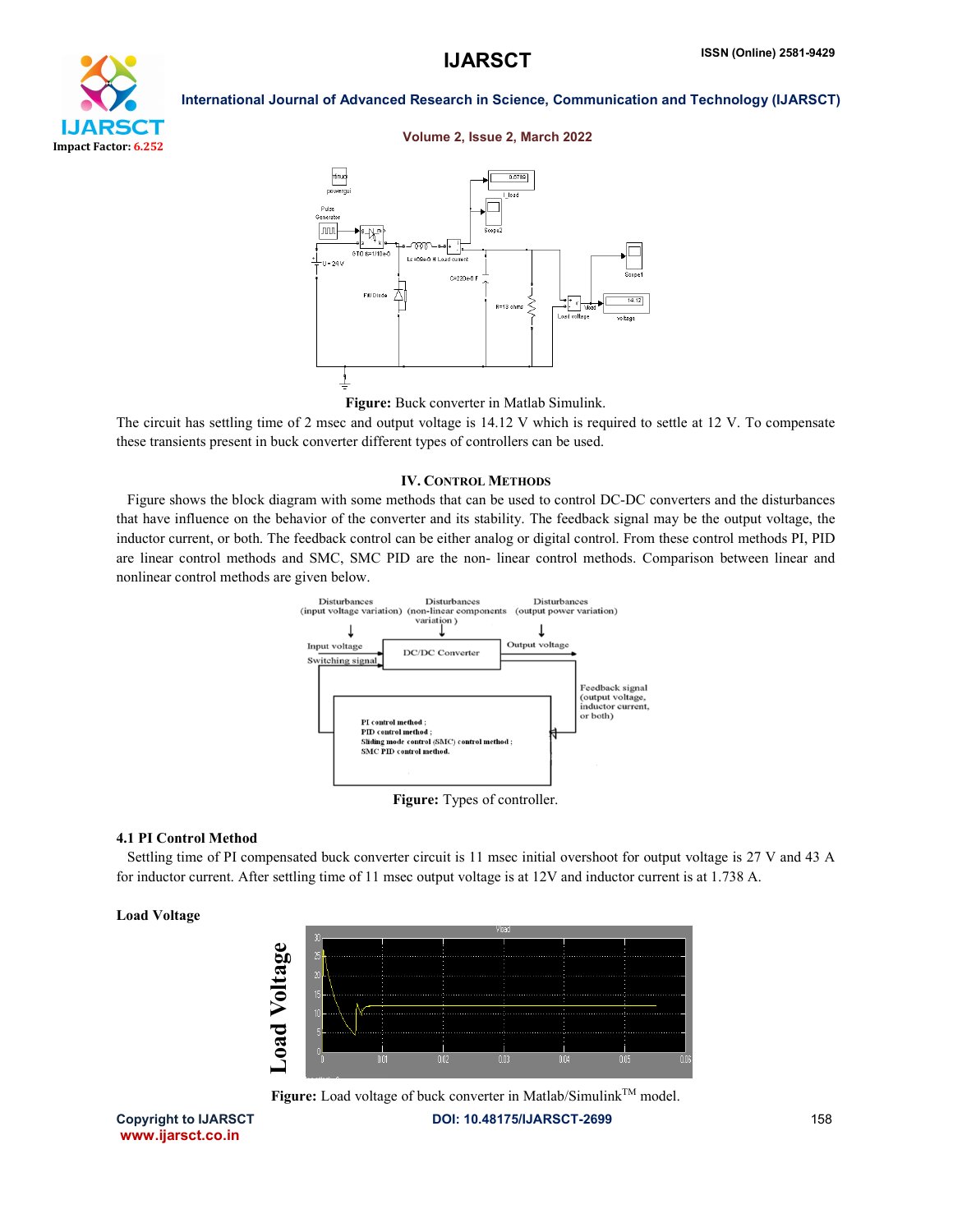**Figure:** Buck converter in Matlab Simulink.

The circuit has settling time of 2 msec and output voltage is 14.12 V which is required to settle at 12 V. To compensate these transients present in buck converter different types of controllers can be used.

## IV. Control Methods

Figure shows the block diagram with some methods that can be used to control DC-DC converters and the disturbances that have influence on the behavior of the converter and its stability. The feedback signal may be the output voltage, the inductor current, or both. The feedback control can be either analog or digital control. From these control methods PI, PID are linear control methods and SMC, SMC PID are the non- linear control methods. Comparison between linear and nonlinear control methods are given below.

**Figure:** Types of controller.

### 4.1 PI Control Method

Settling time of PI compensated buck converter circuit is 11 msec initial overshoot for output voltage is 27 V and 43 A for inductor current. After settling time of 11 msec output voltage is at 12V and inductor current is at 1.738 A.

**Load Voltage**

**Figure:** Load voltage of buck converter in Matlab/Simulink[TM] model.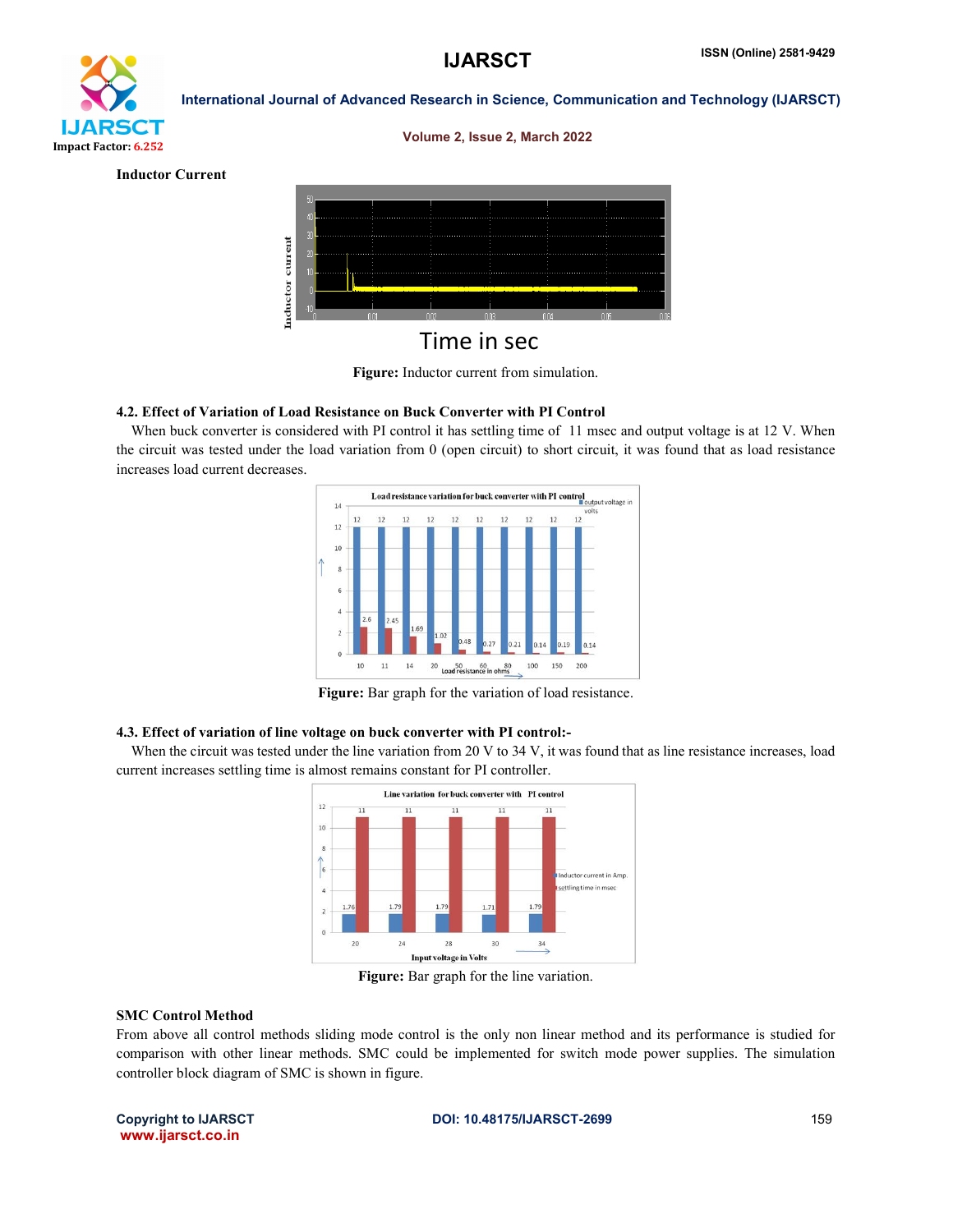**Inductor Current**

**Figure:** Inductor current from simulation.

### 4.2. Effect of Variation of Load Resistance on Buck Converter with PI Control

When buck converter is considered with PI control it has settling time of 11 msec and output voltage is at 12 V. When the circuit was tested under the load variation from 0 (open circuit) to short circuit, it was found that as load resistance increases load current decreases.

**Figure:** Bar graph for the variation of load resistance.

### 4.3. Effect of variation of line voltage on buck converter with PI control:-

When the circuit was tested under the line variation from 20 V to 34 V, it was found that as line resistance increases, load current increases settling time is almost remains constant for PI controller.

**Figure:** Bar graph for the line variation.

**SMC Control Method**

From above all control methods sliding mode control is the only non linear method and its performance is studied for comparison with other linear methods. SMC could be implemented for switch mode power supplies. The simulation controller block diagram of SMC is shown in figure.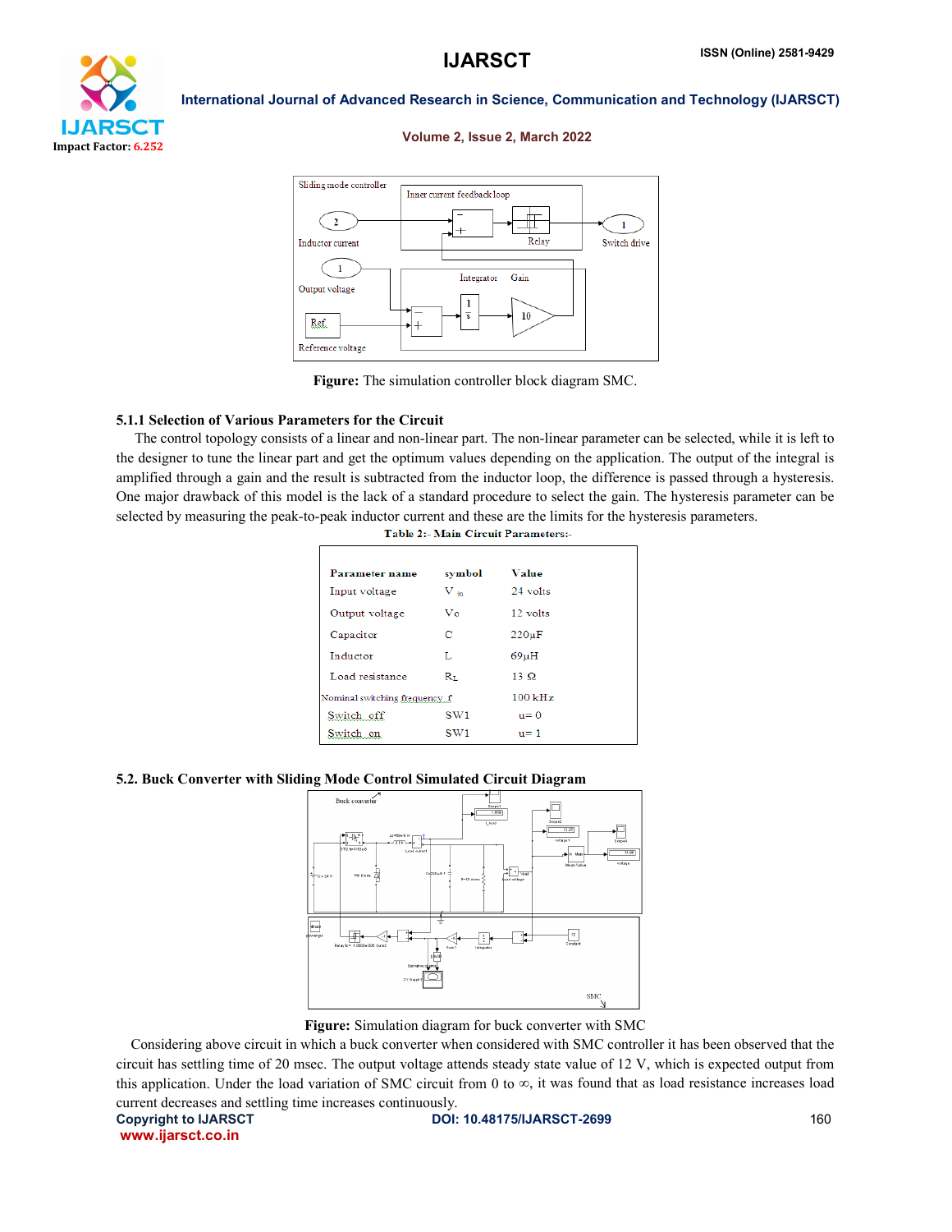Figure: The simulation controller block diagram SMC.

### 5.1.1 Selection of Various Parameters for the Circuit

The control topology consists of a linear and non-linear part. The non-linear parameter can be selected, while it is left to the designer to tune the linear part and get the optimum values depending on the application. The output of the integral is amplified through a gain and the result is subtracted from the inductor loop, the difference is passed through a hysteresis. One major drawback of this model is the lack of a standard procedure to select the gain. The hysteresis parameter can be selected by measuring the peak-to-peak inductor current and these are the limits for the hysteresis parameters.

**Table 2:- Main Circuit Parameters:-**

| Parameter name | symbol | Value |
|---|---|---|
| Input voltage | $V_{in}$ | 24 volts |
| Output voltage | Vo | 12 volts |
| Capacitor | C | 220μF |
| Inductor | L | 69μH |
| Load resistance | $R_L$ | 13 Ω |
| Nominal switching frequency | f | 100 kHz |
| Switch off | SW1 | u= 0 |
| Switch on | SW1 | u= 1 |

### 5.2. Buck Converter with Sliding Mode Control Simulated Circuit Diagram

Figure: Simulation diagram for buck converter with SMC

Considering above circuit in which a buck converter when considered with SMC controller it has been observed that the circuit has settling time of 20 msec. The output voltage attends steady state value of 12 V, which is expected output from this application. Under the load variation of SMC circuit from 0 to ∞, it was found that as load resistance increases load current decreases and settling time increases continuously.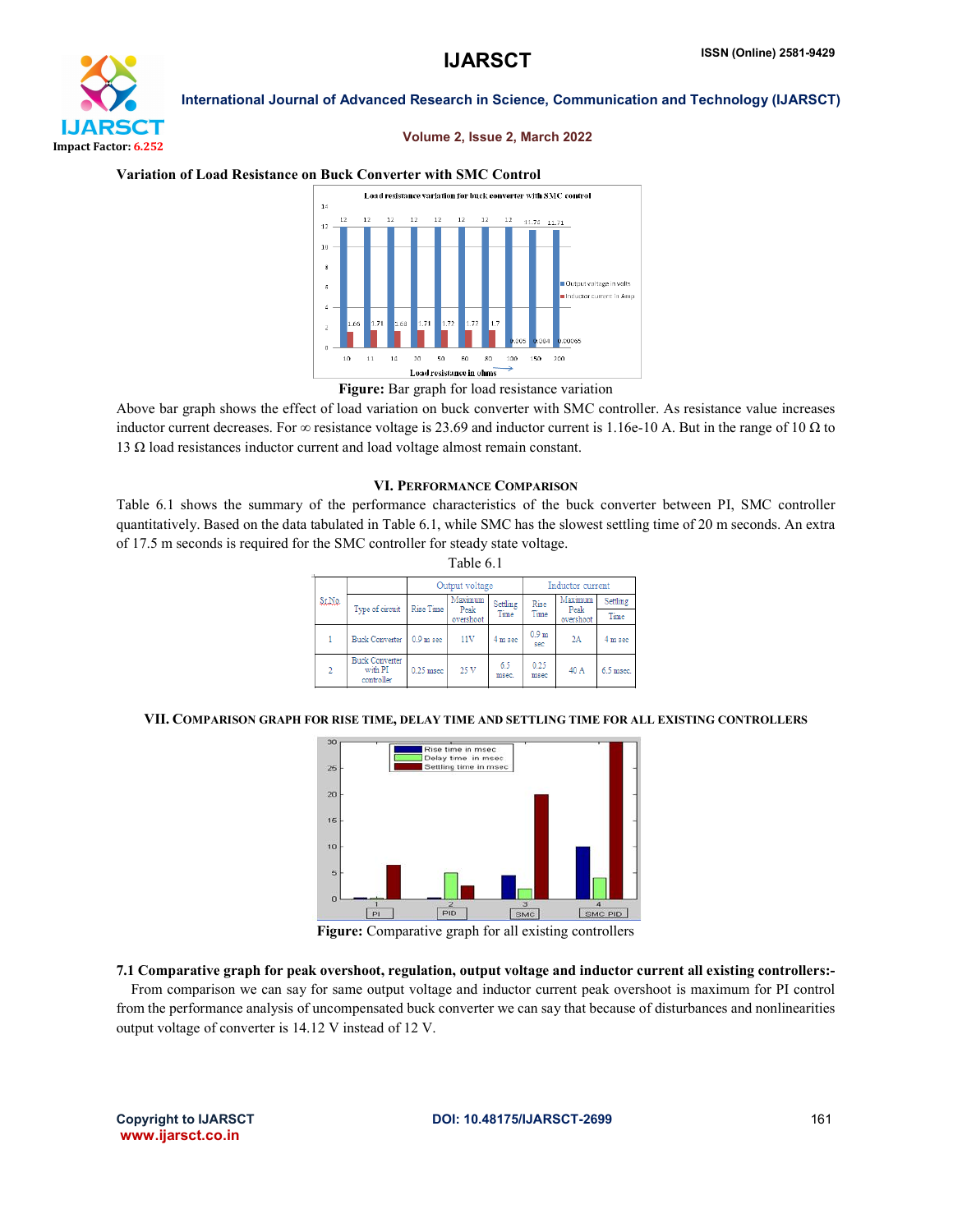**Variation of Load Resistance on Buck Converter with SMC Control**

**Figure:** Bar graph for load resistance variation

Above bar graph shows the effect of load variation on buck converter with SMC controller. As resistance value increases inductor current decreases. For ∞ resistance voltage is 23.69 and inductor current is 1.16e-10 A. But in the range of 10 Ω to 13 Ω load resistances inductor current and load voltage almost remain constant.

## VI. Performance Comparison

Table 6.1 shows the summary of the performance characteristics of the buck converter between PI, SMC controller quantitatively. Based on the data tabulated in Table 6.1, while SMC has the slowest settling time of 20 m seconds. An extra of 17.5 m seconds is required for the SMC controller for steady state voltage.

Table 6.1

| Sr.No. | Type of circuit | Output voltage | | | Inductor current | | |
|---|---|---|---|---|---|---|---|
| | | Rise Time | Maximum Peak overshoot | Settling Time | Rise Time | Maximum Peak overshoot | Settling Time |
| 1 | Buck Converter | 0.9 m sec | 11V | 4 m sec | 0.9 m sec | 2A | 4 m sec |
| 2 | Buck Converter with PI controller | 0.25 msec | 25 V | 6.5 msec. | 0.25 msec | 40 A | 6.5 msec. |

## VII. Comparison Graph for Rise Time, Delay Time and Settling Time for All Existing Controllers

**Figure:** Comparative graph for all existing controllers

### 7.1 Comparative graph for peak overshoot, regulation, output voltage and inductor current all existing controllers:-

From comparison we can say for same output voltage and inductor current peak overshoot is maximum for PI control from the performance analysis of uncompensated buck converter we can say that because of disturbances and nonlinearities output voltage of converter is 14.12 V instead of 12 V.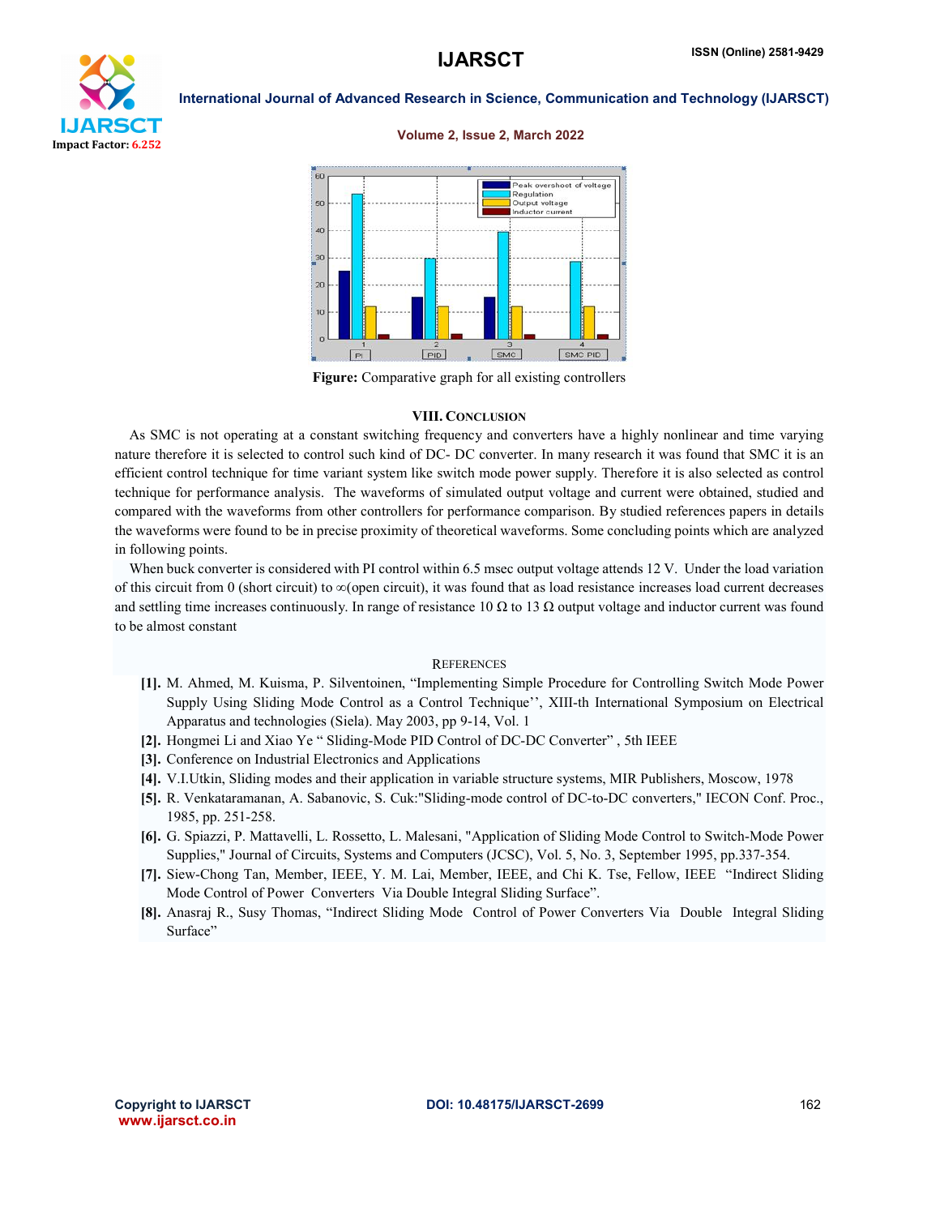60
50
40
30
20
10
0

Peak overshoot of voltage
Regulation
Output voltage
Inductor current

1 PI
2 PID
3 SMC
4 SMC PID

**Figure:** Comparative graph for all existing controllers

## VIII. Conclusion

As SMC is not operating at a constant switching frequency and converters have a highly nonlinear and time varying nature therefore it is selected to control such kind of DC- DC converter. In many research it was found that SMC it is an efficient control technique for time variant system like switch mode power supply. Therefore it is also selected as control technique for performance analysis. The waveforms of simulated output voltage and current were obtained, studied and compared with the waveforms from other controllers for performance comparison. By studied references papers in details the waveforms were found to be in precise proximity of theoretical waveforms. Some concluding points which are analyzed in following points.

When buck converter is considered with PI control within 6.5 msec output voltage attends 12 V. Under the load variation of this circuit from 0 (short circuit) to ∞(open circuit), it was found that as load resistance increases load current decreases and settling time increases continuously. In range of resistance 10 Ω to 13 Ω output voltage and inductor current was found to be almost constant

## References

**[1].** M. Ahmed, M. Kuisma, P. Silventoinen, “Implementing Simple Procedure for Controlling Switch Mode Power Supply Using Sliding Mode Control as a Control Technique'', XIII-th International Symposium on Electrical Apparatus and technologies (Siela). May 2003, pp 9-14, Vol. 1

**[2].** Hongmei Li and Xiao Ye “ Sliding-Mode PID Control of DC-DC Converter” , 5th IEEE

**[3].** Conference on Industrial Electronics and Applications

**[4].** V.I.Utkin, Sliding modes and their application in variable structure systems, MIR Publishers, Moscow, 1978

**[5].** R. Venkataramanan, A. Sabanovic, S. Cuk:"Sliding-mode control of DC-to-DC converters," IECON Conf. Proc., 1985, pp. 251-258.

**[6].** G. Spiazzi, P. Mattavelli, L. Rossetto, L. Malesani, "Application of Sliding Mode Control to Switch-Mode Power Supplies," Journal of Circuits, Systems and Computers (JCSC), Vol. 5, No. 3, September 1995, pp.337-354.

**[7].** Siew-Chong Tan, Member, IEEE, Y. M. Lai, Member, IEEE, and Chi K. Tse, Fellow, IEEE “Indirect Sliding Mode Control of Power Converters Via Double Integral Sliding Surface”.

**[8].** Anasraj R., Susy Thomas, “Indirect Sliding Mode Control of Power Converters Via Double Integral Sliding Surface”